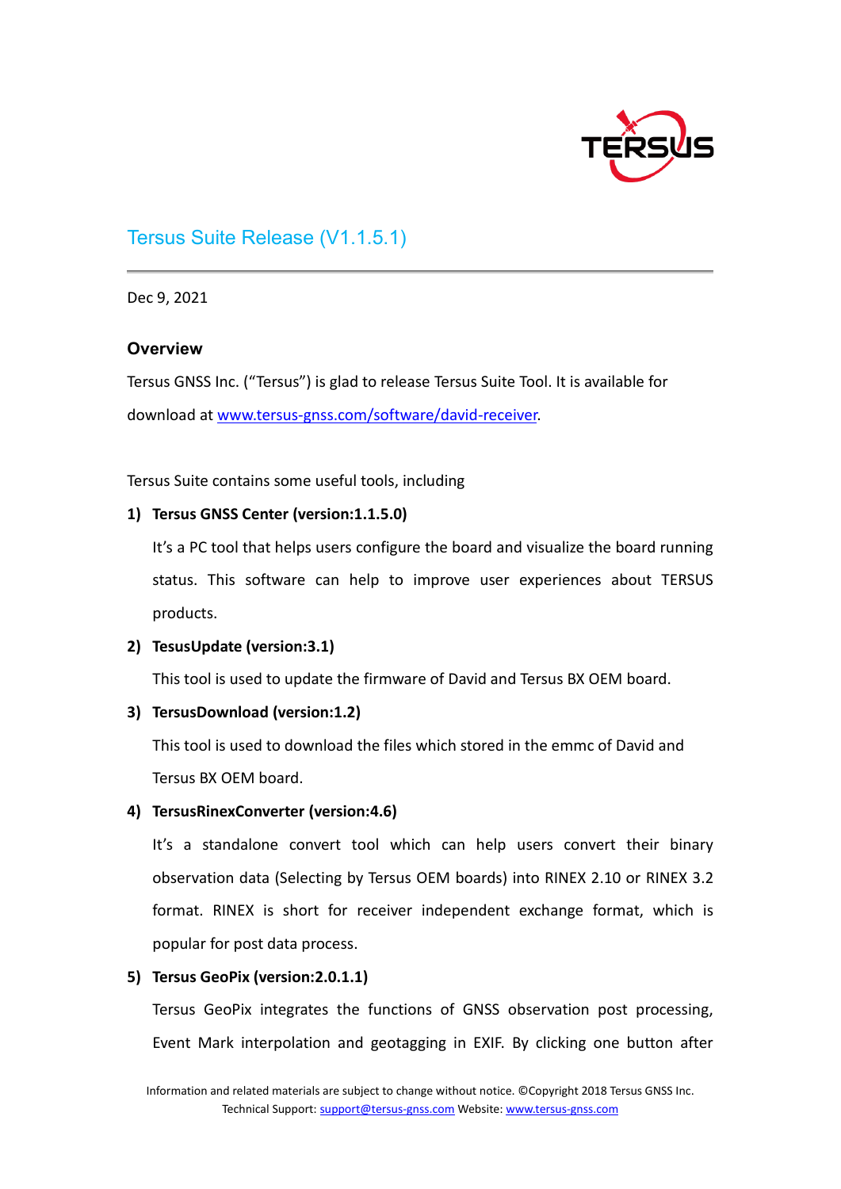# Tersus Suite Release (V1.1.5.1)

Dec 9, 2021

## Overview

Tersus GNSS Inc. ("Tersus") is glad to release Tersus Suite Tool. It is available for download at [www.tersus-gnss.com/software/david-receiver](www.tersus-gnss.com/software/david-receiver).

Tersus Suite contains some useful tools, including

1) **Tersus GNSS Center (version:1.1.5.0)**

   It's a PC tool that helps users configure the board and visualize the board running status. This software can help to improve user experiences about TERSUS products.

2) **TesusUpdate (version:3.1)**

   This tool is used to update the firmware of David and Tersus BX OEM board.

3) **TersusDownload (version:1.2)**

   This tool is used to download the files which stored in the emmc of David and Tersus BX OEM board.

4) **TersusRinexConverter (version:4.6)**

   It's a standalone convert tool which can help users convert their binary observation data (Selecting by Tersus OEM boards) into RINEX 2.10 or RINEX 3.2 format. RINEX is short for receiver independent exchange format, which is popular for post data process.

5) **Tersus GeoPix (version:2.0.1.1)**

   Tersus GeoPix integrates the functions of GNSS observation post processing, Event Mark interpolation and geotagging in EXIF. By clicking one button after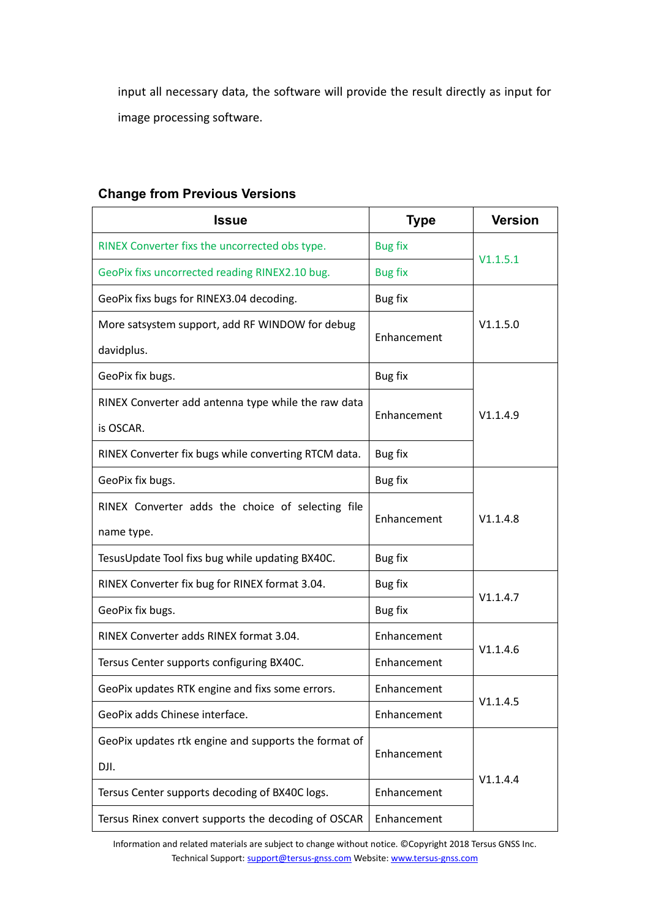input all necessary data, the software will provide the result directly as input for image processing software.

### Change from Previous Versions

| Issue | Type | Version |
|---|---|---|
| RINEX Converter fixs the uncorrected obs type. | Bug fix | V1.1.5.1 |
| GeoPix fixs uncorrected reading RINEX2.10 bug. | Bug fix | |
| GeoPix fixs bugs for RINEX3.04 decoding. | Bug fix | V1.1.5.0 |
| More satsystem support, add RF WINDOW for debug davidplus. | Enhancement | |
| GeoPix fix bugs. | Bug fix | V1.1.4.9 |
| RINEX Converter add antenna type while the raw data is OSCAR. | Enhancement | |
| RINEX Converter fix bugs while converting RTCM data. | Bug fix | |
| GeoPix fix bugs. | Bug fix | V1.1.4.8 |
| RINEX Converter adds the choice of selecting file name type. | Enhancement | |
| TesusUpdate Tool fixs bug while updating BX40C. | Bug fix | |
| RINEX Converter fix bug for RINEX format 3.04. | Bug fix | V1.1.4.7 |
| GeoPix fix bugs. | Bug fix | |
| RINEX Converter adds RINEX format 3.04. | Enhancement | V1.1.4.6 |
| Tersus Center supports configuring BX40C. | Enhancement | |
| GeoPix updates RTK engine and fixs some errors. | Enhancement | V1.1.4.5 |
| GeoPix adds Chinese interface. | Enhancement | |
| GeoPix updates rtk engine and supports the format of DJI. | Enhancement | V1.1.4.4 |
| Tersus Center supports decoding of BX40C logs. | Enhancement | |
| Tersus Rinex convert supports the decoding of OSCAR | Enhancement | |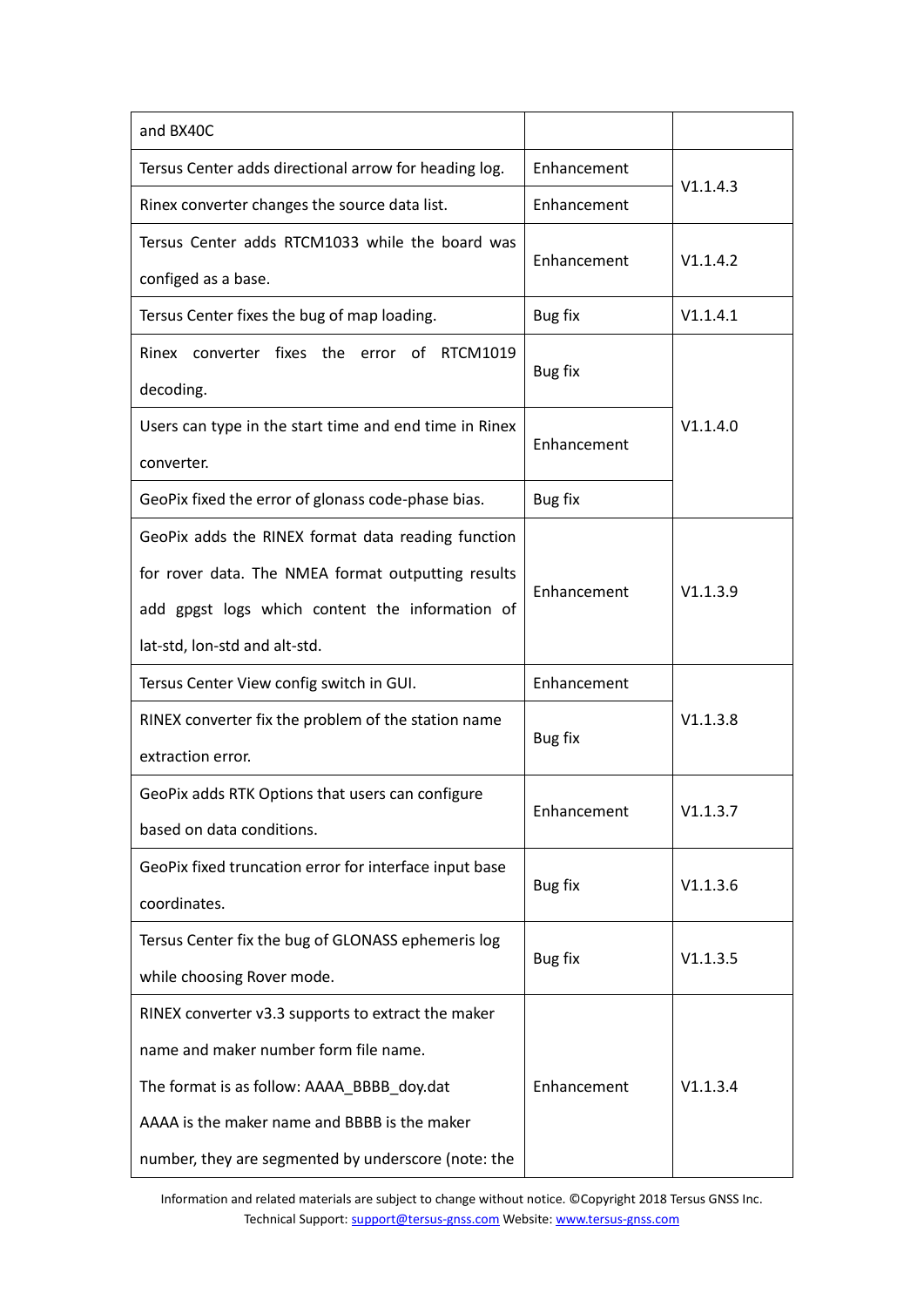| | | |
|---|---|---|
| and BX40C | | |
| Tersus Center adds directional arrow for heading log. | Enhancement | V1.1.4.3 |
| Rinex converter changes the source data list. | Enhancement | |
| Tersus Center adds RTCM1033 while the board was configed as a base. | Enhancement | V1.1.4.2 |
| Tersus Center fixes the bug of map loading. | Bug fix | V1.1.4.1 |
| Rinex converter fixes the error of RTCM1019 decoding. | Bug fix | V1.1.4.0 |
| Users can type in the start time and end time in Rinex converter. | Enhancement | |
| GeoPix fixed the error of glonass code-phase bias. | Bug fix | |
| GeoPix adds the RINEX format data reading function for rover data. The NMEA format outputting results add gpgst logs which content the information of lat-std, lon-std and alt-std. | Enhancement | V1.1.3.9 |
| Tersus Center View config switch in GUI. | Enhancement | V1.1.3.8 |
| RINEX converter fix the problem of the station name extraction error. | Bug fix | |
| GeoPix adds RTK Options that users can configure based on data conditions. | Enhancement | V1.1.3.7 |
| GeoPix fixed truncation error for interface input base coordinates. | Bug fix | V1.1.3.6 |
| Tersus Center fix the bug of GLONASS ephemeris log while choosing Rover mode. | Bug fix | V1.1.3.5 |
| RINEX converter v3.3 supports to extract the maker name and maker number form file name. The format is as follow: AAAA_BBBB_doy.dat AAAA is the maker name and BBBB is the maker number, they are segmented by underscore (note: the | Enhancement | V1.1.3.4 |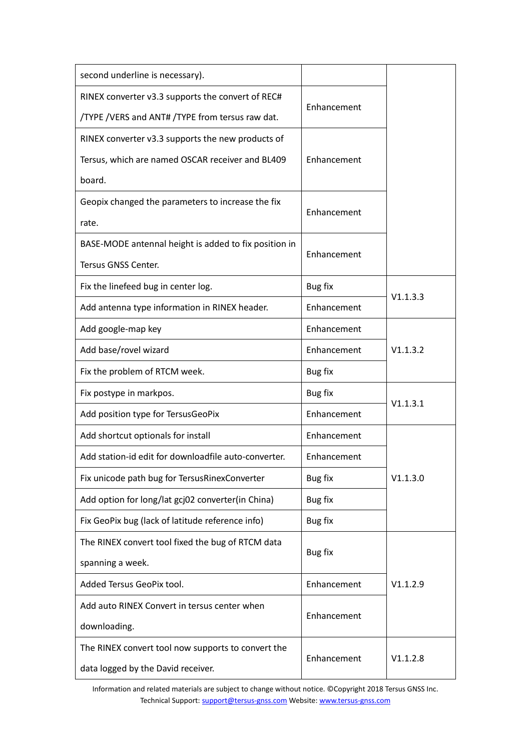| | | |
|---|---|---|
| second underline is necessary). | | |
| RINEX converter v3.3 supports the convert of REC# /TYPE /VERS and ANT# /TYPE from tersus raw dat. | Enhancement | |
| RINEX converter v3.3 supports the new products of Tersus, which are named OSCAR receiver and BL409 board. | Enhancement | |
| Geopix changed the parameters to increase the fix rate. | Enhancement | |
| BASE-MODE antennal height is added to fix position in Tersus GNSS Center. | Enhancement | |
| Fix the linefeed bug in center log. | Bug fix | V1.1.3.3 |
| Add antenna type information in RINEX header. | Enhancement | |
| Add google-map key | Enhancement | V1.1.3.2 |
| Add base/rovel wizard | Enhancement | |
| Fix the problem of RTCM week. | Bug fix | |
| Fix postype in markpos. | Bug fix | V1.1.3.1 |
| Add position type for TersusGeoPix | Enhancement | |
| Add shortcut optionals for install | Enhancement | V1.1.3.0 |
| Add station-id edit for downloadfile auto-converter. | Enhancement | |
| Fix unicode path bug for TersusRinexConverter | Bug fix | |
| Add option for long/lat gcj02 converter(in China) | Bug fix | |
| Fix GeoPix bug (lack of latitude reference info) | Bug fix | |
| The RINEX convert tool fixed the bug of RTCM data spanning a week. | Bug fix | V1.1.2.9 |
| Added Tersus GeoPix tool. | Enhancement | |
| Add auto RINEX Convert in tersus center when downloading. | Enhancement | |
| The RINEX convert tool now supports to convert the data logged by the David receiver. | Enhancement | V1.1.2.8 |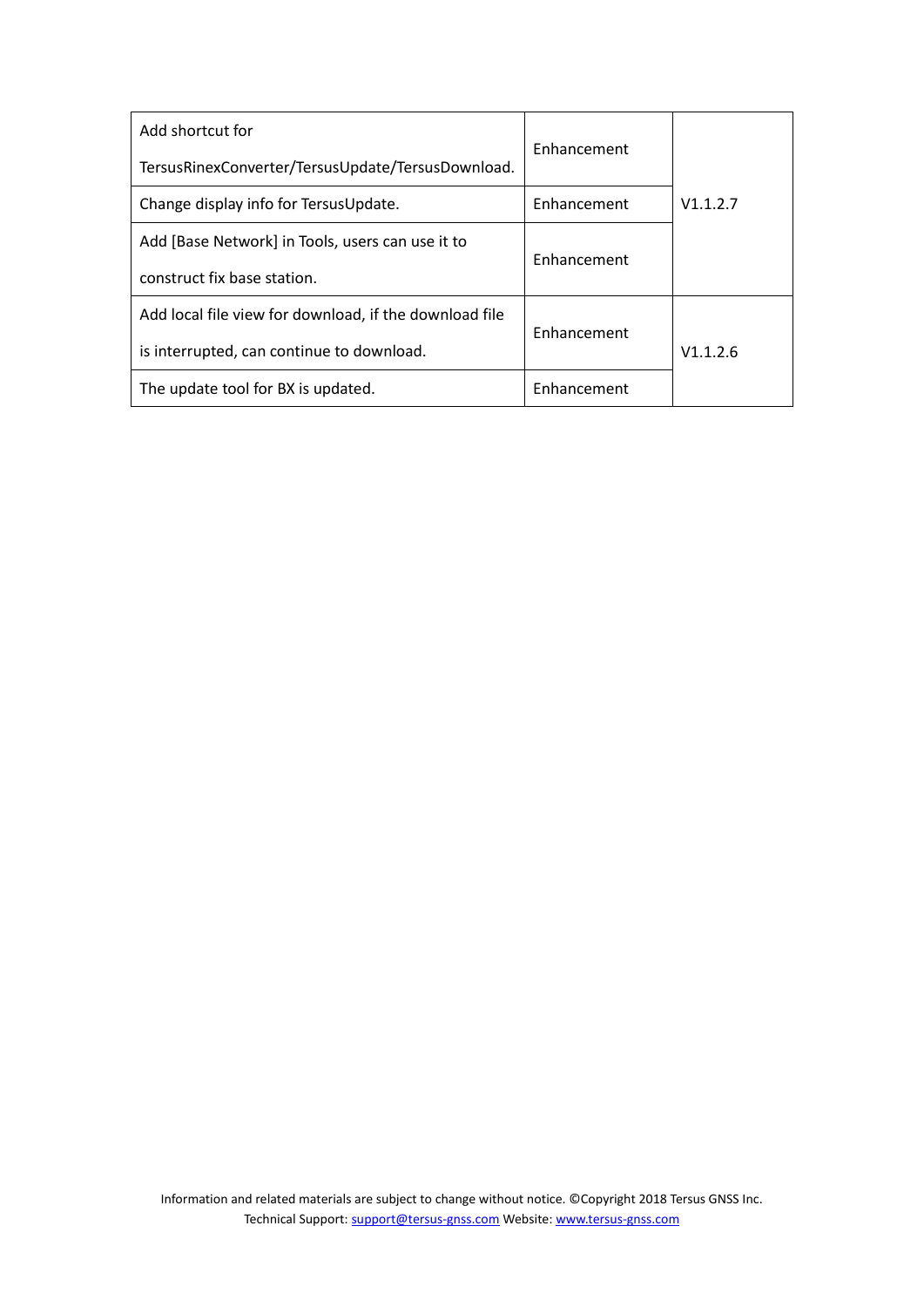| | | |
|---|---|---|
| Add shortcut for TersusRinexConverter/TersusUpdate/TersusDownload. | Enhancement | V1.1.2.7 |
| Change display info for TersusUpdate. | Enhancement | |
| Add [Base Network] in Tools, users can use it to construct fix base station. | Enhancement | |
| Add local file view for download, if the download file is interrupted, can continue to download. | Enhancement | V1.1.2.6 |
| The update tool for BX is updated. | Enhancement | |